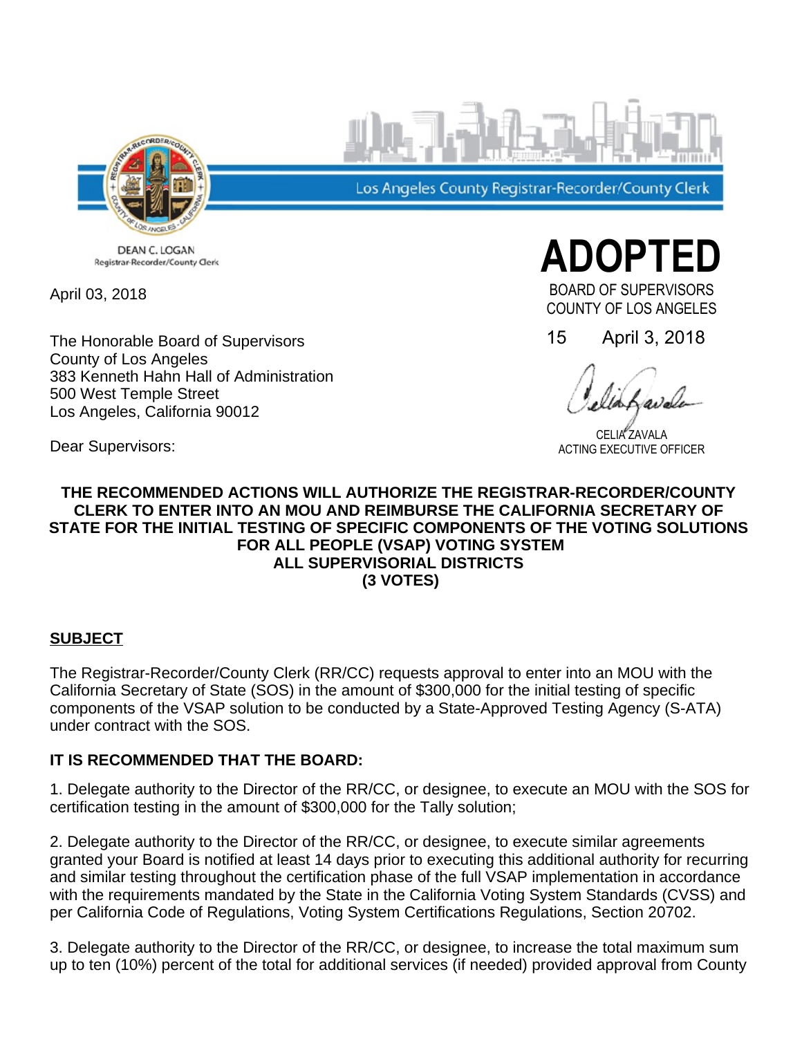Los Angeles County Registrar-Recorder/County Clerk

DEAN C. LOGAN
Registrar-Recorder/County Clerk

**ADOPTED**

BOARD OF SUPERVISORS
COUNTY OF LOS ANGELES

15 April 3, 2018

CELIA ZAVALA
ACTING EXECUTIVE OFFICER

April 03, 2018

The Honorable Board of Supervisors
County of Los Angeles
383 Kenneth Hahn Hall of Administration
500 West Temple Street
Los Angeles, California 90012

Dear Supervisors:

**THE RECOMMENDED ACTIONS WILL AUTHORIZE THE REGISTRAR-RECORDER/COUNTY CLERK TO ENTER INTO AN MOU AND REIMBURSE THE CALIFORNIA SECRETARY OF STATE FOR THE INITIAL TESTING OF SPECIFIC COMPONENTS OF THE VOTING SOLUTIONS FOR ALL PEOPLE (VSAP) VOTING SYSTEM**
**ALL SUPERVISORIAL DISTRICTS**
**(3 VOTES)**

## SUBJECT

The Registrar-Recorder/County Clerk (RR/CC) requests approval to enter into an MOU with the California Secretary of State (SOS) in the amount of $300,000 for the initial testing of specific components of the VSAP solution to be conducted by a State-Approved Testing Agency (S-ATA) under contract with the SOS.

## IT IS RECOMMENDED THAT THE BOARD:

1. Delegate authority to the Director of the RR/CC, or designee, to execute an MOU with the SOS for certification testing in the amount of $300,000 for the Tally solution;

2. Delegate authority to the Director of the RR/CC, or designee, to execute similar agreements granted your Board is notified at least 14 days prior to executing this additional authority for recurring and similar testing throughout the certification phase of the full VSAP implementation in accordance with the requirements mandated by the State in the California Voting System Standards (CVSS) and per California Code of Regulations, Voting System Certifications Regulations, Section 20702.

3. Delegate authority to the Director of the RR/CC, or designee, to increase the total maximum sum up to ten (10%) percent of the total for additional services (if needed) provided approval from County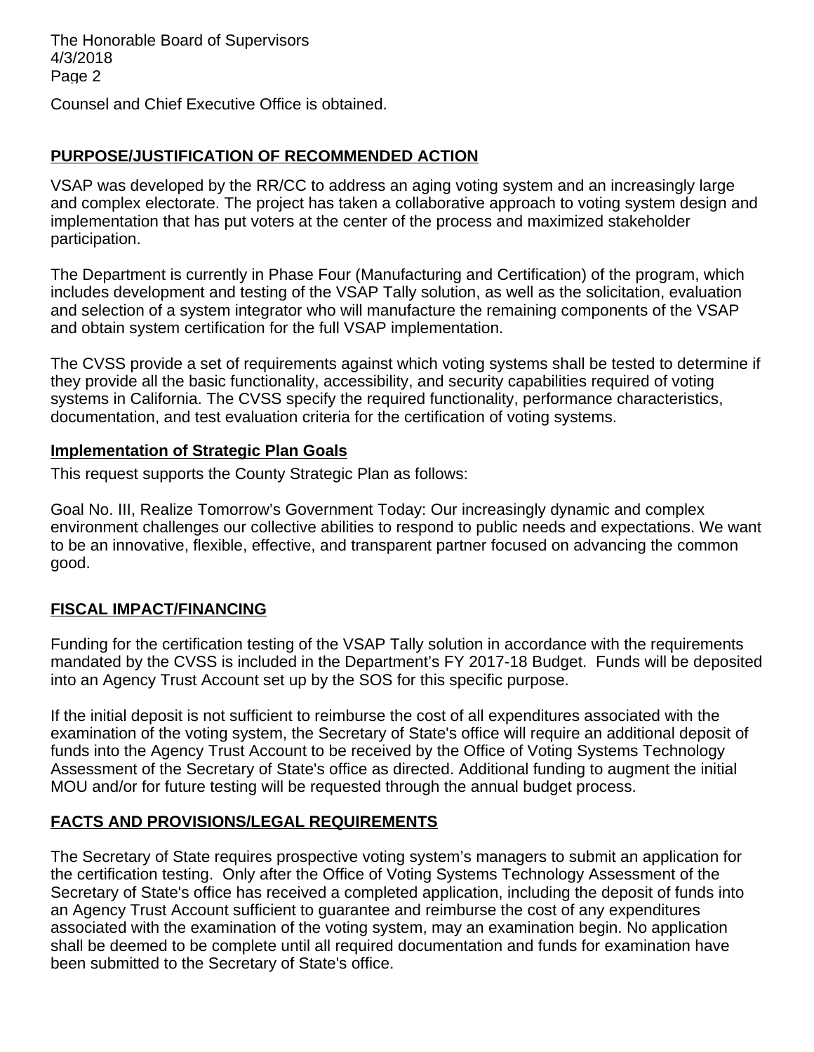Counsel and Chief Executive Office is obtained.

## PURPOSE/JUSTIFICATION OF RECOMMENDED ACTION

VSAP was developed by the RR/CC to address an aging voting system and an increasingly large and complex electorate. The project has taken a collaborative approach to voting system design and implementation that has put voters at the center of the process and maximized stakeholder participation.

The Department is currently in Phase Four (Manufacturing and Certification) of the program, which includes development and testing of the VSAP Tally solution, as well as the solicitation, evaluation and selection of a system integrator who will manufacture the remaining components of the VSAP and obtain system certification for the full VSAP implementation.

The CVSS provide a set of requirements against which voting systems shall be tested to determine if they provide all the basic functionality, accessibility, and security capabilities required of voting systems in California. The CVSS specify the required functionality, performance characteristics, documentation, and test evaluation criteria for the certification of voting systems.

### Implementation of Strategic Plan Goals

This request supports the County Strategic Plan as follows:

Goal No. III, Realize Tomorrow's Government Today: Our increasingly dynamic and complex environment challenges our collective abilities to respond to public needs and expectations. We want to be an innovative, flexible, effective, and transparent partner focused on advancing the common good.

## FISCAL IMPACT/FINANCING

Funding for the certification testing of the VSAP Tally solution in accordance with the requirements mandated by the CVSS is included in the Department's FY 2017-18 Budget. Funds will be deposited into an Agency Trust Account set up by the SOS for this specific purpose.

If the initial deposit is not sufficient to reimburse the cost of all expenditures associated with the examination of the voting system, the Secretary of State's office will require an additional deposit of funds into the Agency Trust Account to be received by the Office of Voting Systems Technology Assessment of the Secretary of State's office as directed. Additional funding to augment the initial MOU and/or for future testing will be requested through the annual budget process.

## FACTS AND PROVISIONS/LEGAL REQUIREMENTS

The Secretary of State requires prospective voting system's managers to submit an application for the certification testing. Only after the Office of Voting Systems Technology Assessment of the Secretary of State's office has received a completed application, including the deposit of funds into an Agency Trust Account sufficient to guarantee and reimburse the cost of any expenditures associated with the examination of the voting system, may an examination begin. No application shall be deemed to be complete until all required documentation and funds for examination have been submitted to the Secretary of State's office.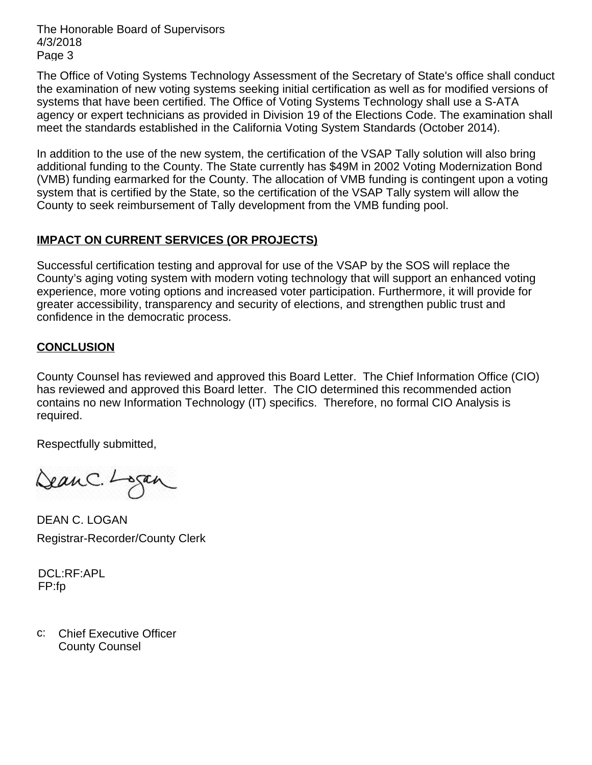The Office of Voting Systems Technology Assessment of the Secretary of State's office shall conduct the examination of new voting systems seeking initial certification as well as for modified versions of systems that have been certified. The Office of Voting Systems Technology shall use a S-ATA agency or expert technicians as provided in Division 19 of the Elections Code. The examination shall meet the standards established in the California Voting System Standards (October 2014).

In addition to the use of the new system, the certification of the VSAP Tally solution will also bring additional funding to the County. The State currently has $49M in 2002 Voting Modernization Bond (VMB) funding earmarked for the County. The allocation of VMB funding is contingent upon a voting system that is certified by the State, so the certification of the VSAP Tally system will allow the County to seek reimbursement of Tally development from the VMB funding pool.

## **IMPACT ON CURRENT SERVICES (OR PROJECTS)**

Successful certification testing and approval for use of the VSAP by the SOS will replace the County's aging voting system with modern voting technology that will support an enhanced voting experience, more voting options and increased voter participation. Furthermore, it will provide for greater accessibility, transparency and security of elections, and strengthen public trust and confidence in the democratic process.

## **CONCLUSION**

County Counsel has reviewed and approved this Board Letter. The Chief Information Office (CIO) has reviewed and approved this Board letter. The CIO determined this recommended action contains no new Information Technology (IT) specifics. Therefore, no formal CIO Analysis is required.

Respectfully submitted,

Dean C. Logan

DEAN C. LOGAN
Registrar-Recorder/County Clerk

DCL:RF:APL
FP:fp

c: Chief Executive Officer
County Counsel